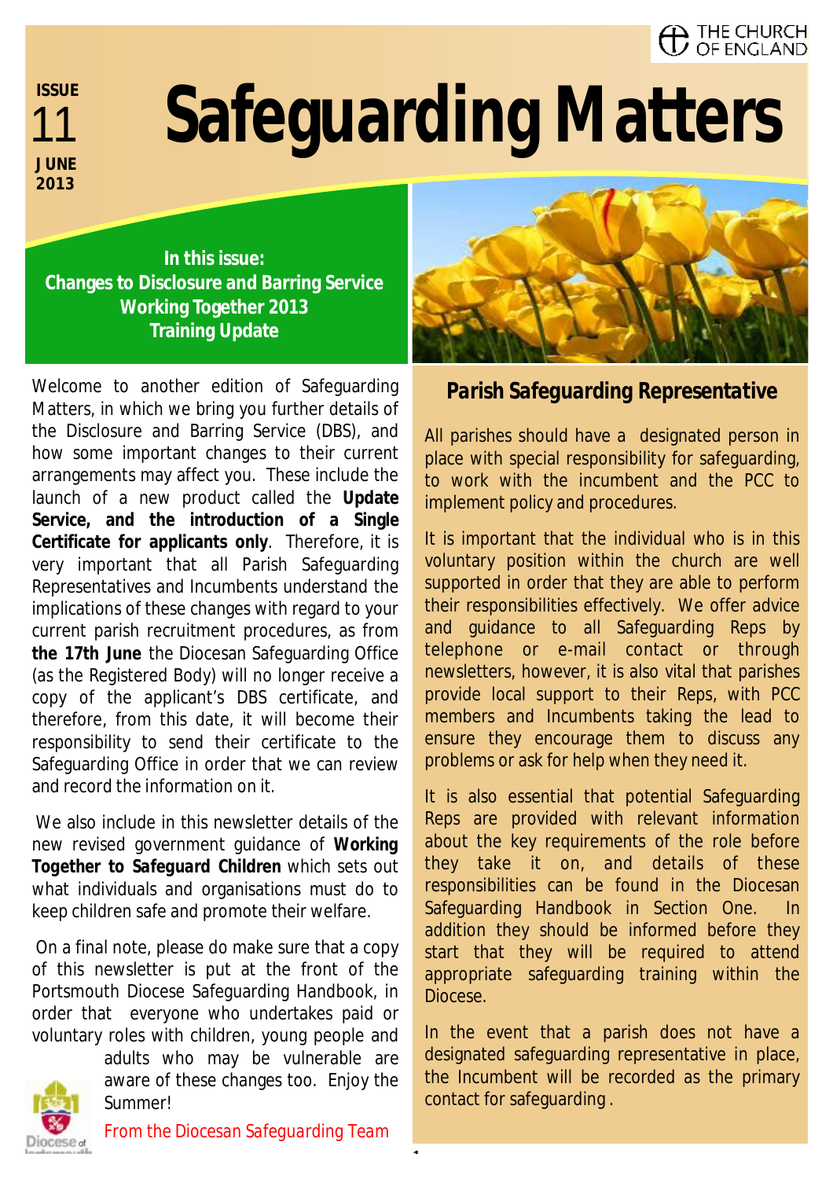ISSUE 11
JUNE 2013

THE CHURCH OF ENGLAND

# Safeguarding Matters

**In this issue:**
**Changes to Disclosure and Barring Service**
**Working Together 2013**
**Training Update**

Welcome to another edition of Safeguarding Matters, in which we bring you further details of the Disclosure and Barring Service (DBS), and how some important changes to their current arrangements may affect you. These include the launch of a new product called the **Update Service, and the introduction of a Single Certificate for applicants only**. Therefore, it is very important that all Parish Safeguarding Representatives and Incumbents understand the implications of these changes with regard to your current parish recruitment procedures, as from **the 17th June** the Diocesan Safeguarding Office (as the Registered Body) will no longer receive a copy of the applicant's DBS certificate, and therefore, from this date, it will become their responsibility to send their certificate to the Safeguarding Office in order that we can review and record the information on it.

We also include in this newsletter details of the new revised government guidance of **Working Together to Safeguard Children** which sets out what individuals and organisations must do to keep children safe and promote their welfare.

On a final note, please do make sure that a copy of this newsletter is put at the front of the Portsmouth Diocese Safeguarding Handbook, in order that everyone who undertakes paid or voluntary roles with children, young people and adults who may be vulnerable are aware of these changes too. Enjoy the Summer!

From the Diocesan Safeguarding Team

## *Parish Safeguarding Representative*

All parishes should have a designated person in place with special responsibility for safeguarding, to work with the incumbent and the PCC to implement policy and procedures.

It is important that the individual who is in this voluntary position within the church are well supported in order that they are able to perform their responsibilities effectively. We offer advice and guidance to all Safeguarding Reps by telephone or e-mail contact or through newsletters, however, it is also vital that parishes provide local support to their Reps, with PCC members and Incumbents taking the lead to ensure they encourage them to discuss any problems or ask for help when they need it.

It is also essential that potential Safeguarding Reps are provided with relevant information about the key requirements of the role before they take it on, and details of these responsibilities can be found in the Diocesan Safeguarding Handbook in Section One. In addition they should be informed before they start that they will be required to attend appropriate safeguarding training within the Diocese.

In the event that a parish does not have a designated safeguarding representative in place, the Incumbent will be recorded as the primary contact for safeguarding.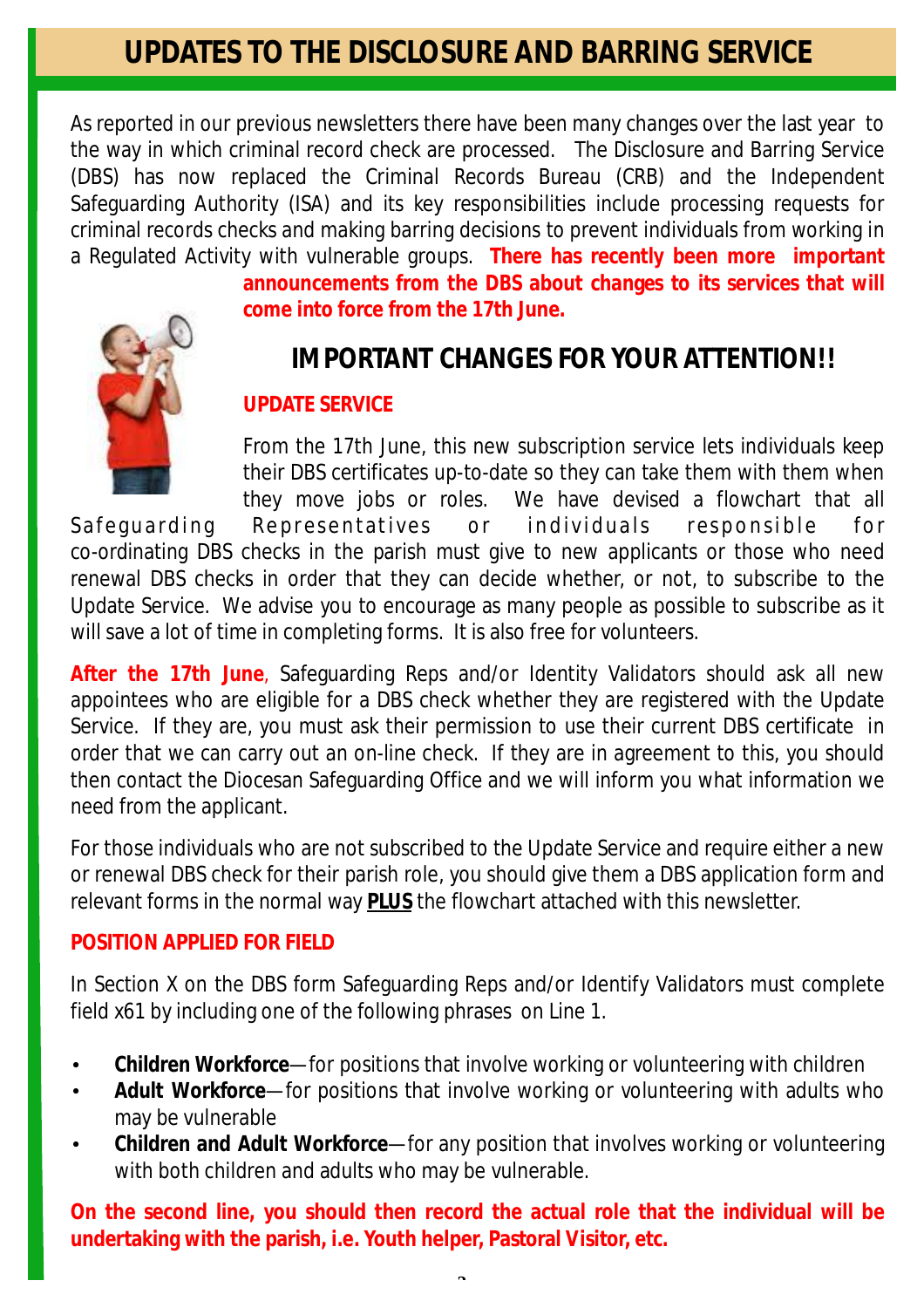# UPDATES TO THE DISCLOSURE AND BARRING SERVICE

As reported in our previous newsletters there have been many changes over the last year to the way in which criminal record check are processed. The Disclosure and Barring Service (DBS) has now replaced the Criminal Records Bureau (CRB) and the Independent Safeguarding Authority (ISA) and its key responsibilities include processing requests for criminal records checks and making barring decisions to prevent individuals from working in a Regulated Activity with vulnerable groups. **There has recently been more important announcements from the DBS about changes to its services that will come into force from the 17th June.**

## IMPORTANT CHANGES FOR YOUR ATTENTION!!

### UPDATE SERVICE

From the 17th June, this new subscription service lets individuals keep their DBS certificates up-to-date so they can take them with them when they move jobs or roles. We have devised a flowchart that all Safeguarding Representatives or individuals responsible for co-ordinating DBS checks in the parish must give to new applicants or those who need renewal DBS checks in order that they can decide whether, or not, to subscribe to the Update Service. We advise you to encourage as many people as possible to subscribe as it will save a lot of time in completing forms. It is also free for volunteers.

**After the 17th June**, Safeguarding Reps and/or Identity Validators should ask all new appointees who are eligible for a DBS check whether they are registered with the Update Service. If they are, you must ask their permission to use their current DBS certificate in order that we can carry out an on-line check. If they are in agreement to this, you should then contact the Diocesan Safeguarding Office and we will inform you what information we need from the applicant.

For those individuals who are not subscribed to the Update Service and require either a new or renewal DBS check for their parish role, you should give them a DBS application form and relevant forms in the normal way **PLUS** the flowchart attached with this newsletter.

### POSITION APPLIED FOR FIELD

In Section X on the DBS form Safeguarding Reps and/or Identify Validators must complete field x61 by including one of the following phrases on Line 1.

- **Children Workforce**—for positions that involve working or volunteering with children
- **Adult Workforce**—for positions that involve working or volunteering with adults who may be vulnerable
- **Children and Adult Workforce**—for any position that involves working or volunteering with both children and adults who may be vulnerable.

**On the second line, you should then record the actual role that the individual will be undertaking with the parish, i.e. Youth helper, Pastoral Visitor, etc.**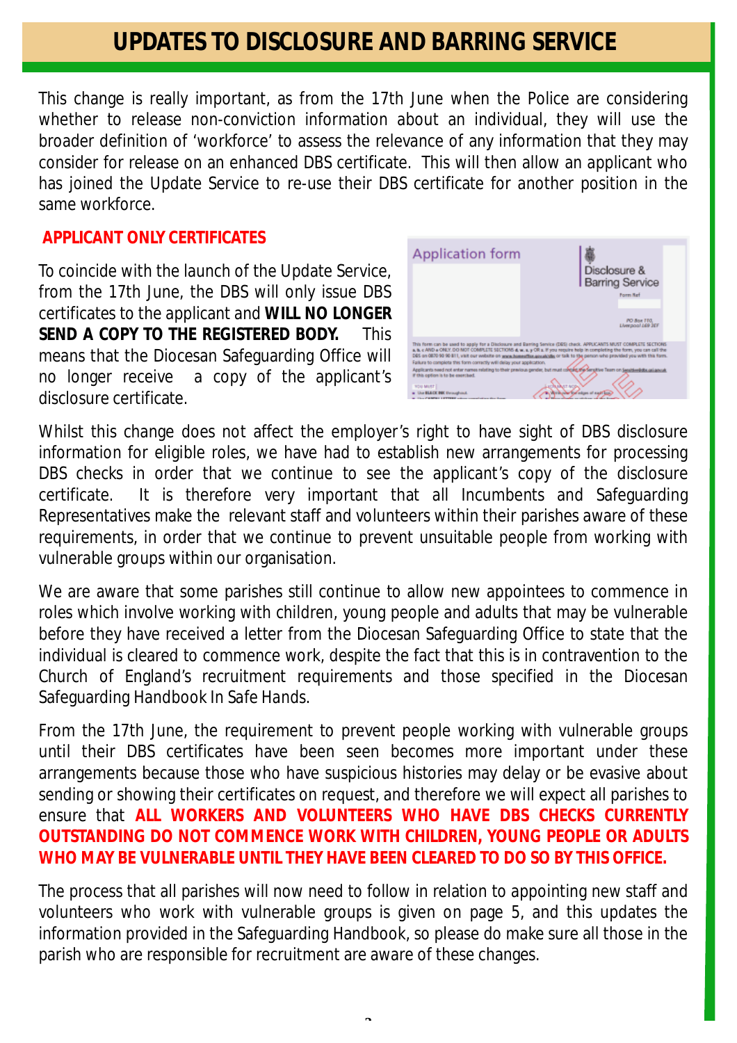# UPDATES TO DISCLOSURE AND BARRING SERVICE

This change is really important, as from the 17th June when the Police are considering whether to release non-conviction information about an individual, they will use the broader definition of 'workforce' to assess the relevance of any information that they may consider for release on an enhanced DBS certificate. This will then allow an applicant who has joined the Update Service to re-use their DBS certificate for another position in the same workforce.

## APPLICANT ONLY CERTIFICATES

To coincide with the launch of the Update Service, from the 17th June, the DBS will only issue DBS certificates to the applicant and **WILL NO LONGER SEND A COPY TO THE REGISTERED BODY.** This means that the Diocesan Safeguarding Office will no longer receive a copy of the applicant's disclosure certificate.

Whilst this change does not affect the employer's right to have sight of DBS disclosure information for eligible roles, we have had to establish new arrangements for processing DBS checks in order that we continue to see the applicant's copy of the disclosure certificate. It is therefore very important that all Incumbents and Safeguarding Representatives make the relevant staff and volunteers within their parishes aware of these requirements, in order that we continue to prevent unsuitable people from working with vulnerable groups within our organisation.

We are aware that some parishes still continue to allow new appointees to commence in roles which involve working with children, young people and adults that may be vulnerable before they have received a letter from the Diocesan Safeguarding Office to state that the individual is cleared to commence work, despite the fact that this is in contravention to the Church of England's recruitment requirements and those specified in the Diocesan Safeguarding Handbook In Safe Hands.

From the 17th June, the requirement to prevent people working with vulnerable groups until their DBS certificates have been seen becomes more important under these arrangements because those who have suspicious histories may delay or be evasive about sending or showing their certificates on request, and therefore we will expect all parishes to ensure that **ALL WORKERS AND VOLUNTEERS WHO HAVE DBS CHECKS CURRENTLY OUTSTANDING DO NOT COMMENCE WORK WITH CHILDREN, YOUNG PEOPLE OR ADULTS WHO MAY BE VULNERABLE UNTIL THEY HAVE BEEN CLEARED TO DO SO BY THIS OFFICE.**

The process that all parishes will now need to follow in relation to appointing new staff and volunteers who work with vulnerable groups is given on page 5, and this updates the information provided in the Safeguarding Handbook, so please do make sure all those in the parish who are responsible for recruitment are aware of these changes.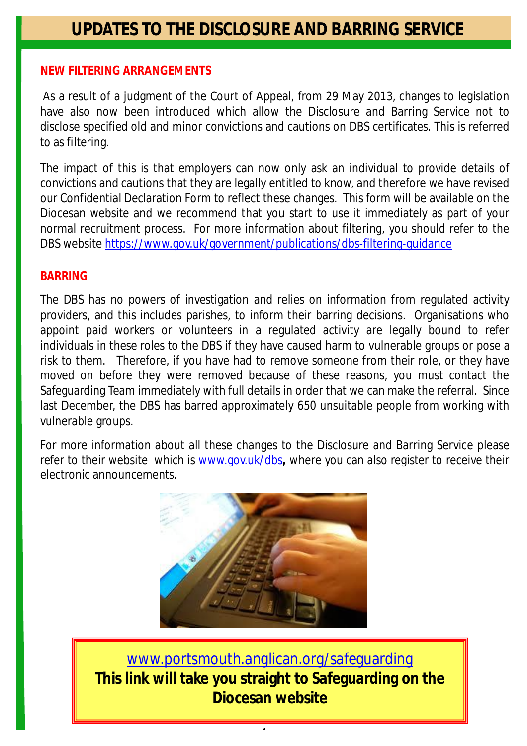# UPDATES TO THE DISCLOSURE AND BARRING SERVICE

## NEW FILTERING ARRANGEMENTS

As a result of a judgment of the Court of Appeal, from 29 May 2013, changes to legislation have also now been introduced which allow the Disclosure and Barring Service not to disclose specified old and minor convictions and cautions on DBS certificates. This is referred to as filtering.

The impact of this is that employers can now only ask an individual to provide details of convictions and cautions that they are legally entitled to know, and therefore we have revised our Confidential Declaration Form to reflect these changes. This form will be available on the Diocesan website and we recommend that you start to use it immediately as part of your normal recruitment process. For more information about filtering, you should refer to the DBS website https://www.gov.uk/government/publications/dbs-filtering-guidance

## BARRING

The DBS has no powers of investigation and relies on information from regulated activity providers, and this includes parishes, to inform their barring decisions. Organisations who appoint paid workers or volunteers in a regulated activity are legally bound to refer individuals in these roles to the DBS if they have caused harm to vulnerable groups or pose a risk to them. Therefore, if you have had to remove someone from their role, or they have moved on before they were removed because of these reasons, you must contact the Safeguarding Team immediately with full details in order that we can make the referral. Since last December, the DBS has barred approximately 650 unsuitable people from working with vulnerable groups.

For more information about all these changes to the Disclosure and Barring Service please refer to their website which is www.gov.uk/dbs**,** where you can also register to receive their electronic announcements.

www.portsmouth.anglican.org/safeguarding

**This link will take you straight to Safeguarding on the Diocesan website**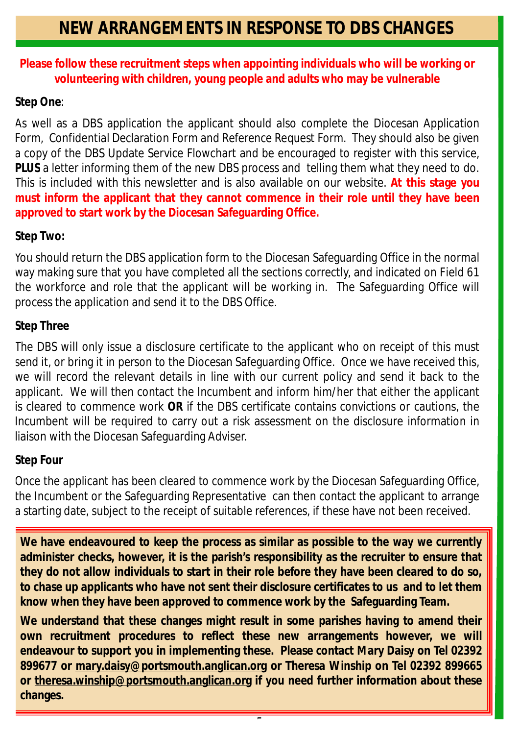# NEW ARRANGEMENTS IN RESPONSE TO DBS CHANGES

**Please follow these recruitment steps when appointing individuals who will be working or volunteering with children, young people and adults who may be vulnerable**

**Step One**:

As well as a DBS application the applicant should also complete the Diocesan Application Form, Confidential Declaration Form and Reference Request Form. They should also be given a copy of the DBS Update Service Flowchart and be encouraged to register with this service, **PLUS** a letter informing them of the new DBS process and telling them what they need to do. This is included with this newsletter and is also available on our website. **At this stage you must inform the applicant that they cannot commence in their role until they have been approved to start work by the Diocesan Safeguarding Office.**

**Step Two:**

You should return the DBS application form to the Diocesan Safeguarding Office in the normal way making sure that you have completed all the sections correctly, and indicated on Field 61 the workforce and role that the applicant will be working in. The Safeguarding Office will process the application and send it to the DBS Office.

**Step Three**

The DBS will only issue a disclosure certificate to the applicant who on receipt of this must send it, or bring it in person to the Diocesan Safeguarding Office. Once we have received this, we will record the relevant details in line with our current policy and send it back to the applicant. We will then contact the Incumbent and inform him/her that either the applicant is cleared to commence work **OR** if the DBS certificate contains convictions or cautions, the Incumbent will be required to carry out a risk assessment on the disclosure information in liaison with the Diocesan Safeguarding Adviser.

**Step Four**

Once the applicant has been cleared to commence work by the Diocesan Safeguarding Office, the Incumbent or the Safeguarding Representative can then contact the applicant to arrange a starting date, subject to the receipt of suitable references, if these have not been received.

**We have endeavoured to keep the process as similar as possible to the way we currently administer checks, however, it is the parish's responsibility as the recruiter to ensure that they do not allow individuals to start in their role before they have been cleared to do so, to chase up applicants who have not sent their disclosure certificates to us and to let them know when they have been approved to commence work by the Safeguarding Team.**

**We understand that these changes might result in some parishes having to amend their own recruitment procedures to reflect these new arrangements however, we will endeavour to support you in implementing these. Please contact Mary Daisy on Tel 02392 899677 or mary.daisy@portsmouth.anglican.org or Theresa Winship on Tel 02392 899665 or theresa.winship@portsmouth.anglican.org if you need further information about these changes.**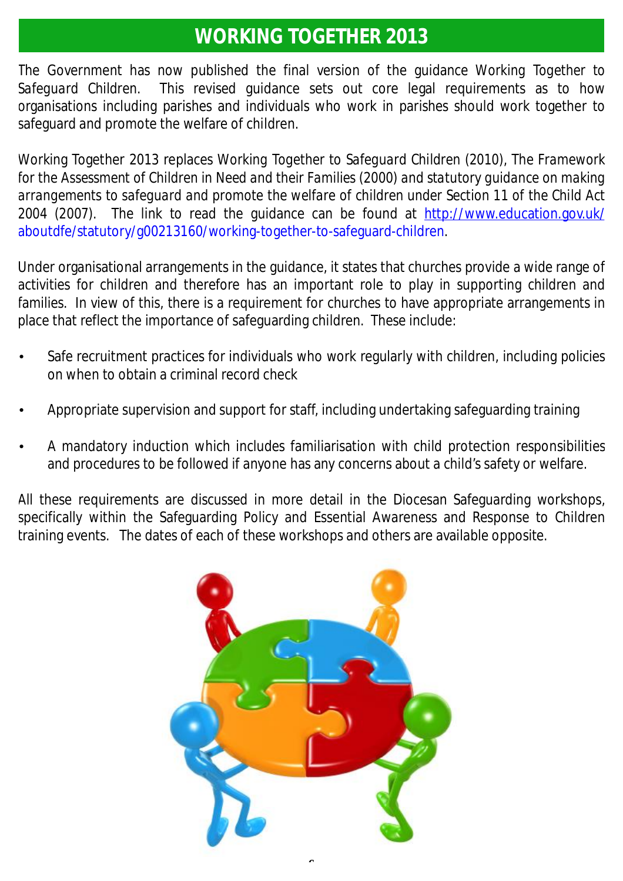# WORKING TOGETHER 2013

The Government has now published the final version of the guidance Working Together to Safeguard Children. This revised guidance sets out core legal requirements as to how organisations including parishes and individuals who work in parishes should work together to safeguard and promote the welfare of children.

Working Together 2013 replaces Working Together to Safeguard Children (2010), The Framework for the Assessment of Children in Need and their Families (2000) and statutory guidance on making arrangements to safeguard and promote the welfare of children under Section 11 of the Child Act 2004 (2007). The link to read the guidance can be found at [http://www.education.gov.uk/aboutdfe/statutory/g00213160/working-together-to-safeguard-children](http://www.education.gov.uk/aboutdfe/statutory/g00213160/working-together-to-safeguard-children).

Under organisational arrangements in the guidance, it states that churches provide a wide range of activities for children and therefore has an important role to play in supporting children and families. In view of this, there is a requirement for churches to have appropriate arrangements in place that reflect the importance of safeguarding children. These include:

- Safe recruitment practices for individuals who work regularly with children, including policies on when to obtain a criminal record check
- Appropriate supervision and support for staff, including undertaking safeguarding training
- A mandatory induction which includes familiarisation with child protection responsibilities and procedures to be followed if anyone has any concerns about a child's safety or welfare.

All these requirements are discussed in more detail in the Diocesan Safeguarding workshops, specifically within the Safeguarding Policy and Essential Awareness and Response to Children training events. The dates of each of these workshops and others are available opposite.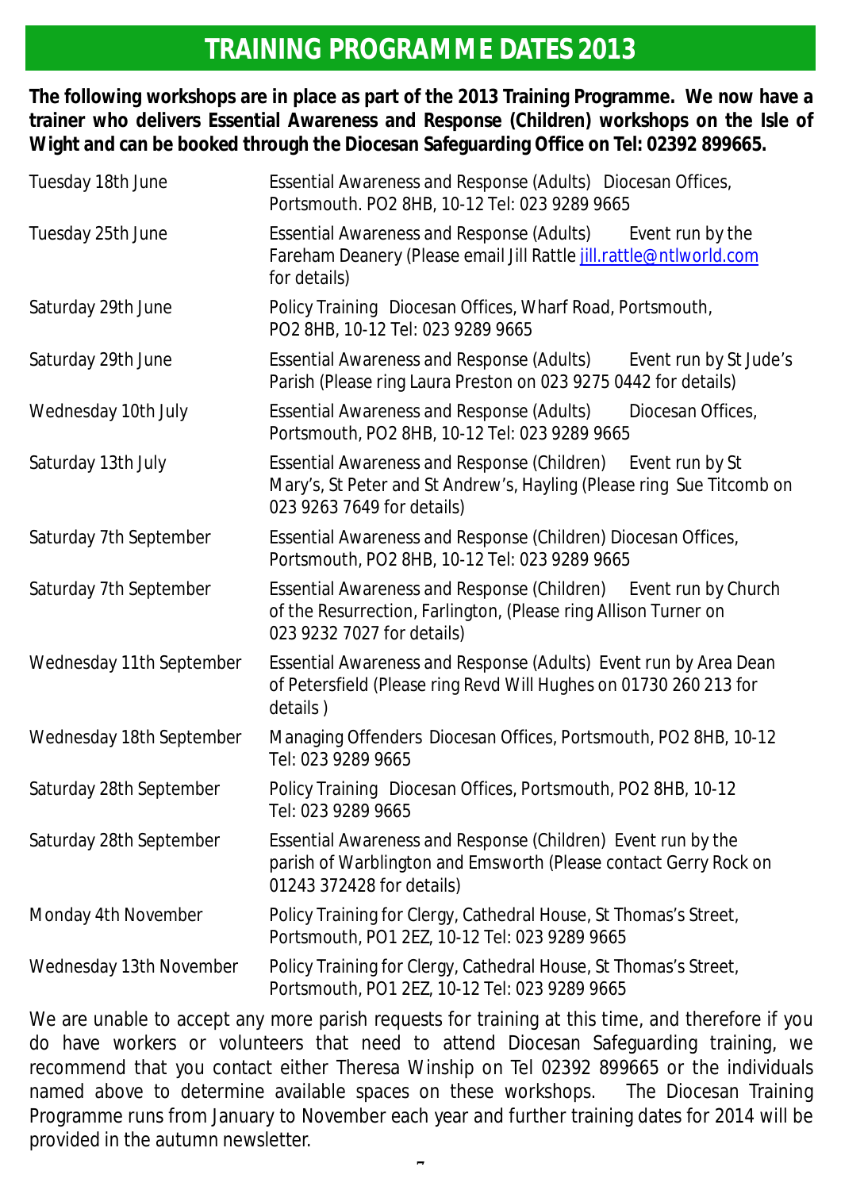# TRAINING PROGRAMME DATES 2013

**The following workshops are in place as part of the 2013 Training Programme. We now have a trainer who delivers Essential Awareness and Response (Children) workshops on the Isle of Wight and can be booked through the Diocesan Safeguarding Office on Tel: 02392 899665.**

| Date | Workshop |
|---|---|
| Tuesday 18th June | Essential Awareness and Response (Adults) Diocesan Offices, Portsmouth. PO2 8HB, 10-12 Tel: 023 9289 9665 |
| Tuesday 25th June | Essential Awareness and Response (Adults) Event run by the Fareham Deanery (Please email Jill Rattle jill.rattle@ntlworld.com for details) |
| Saturday 29th June | Policy Training Diocesan Offices, Wharf Road, Portsmouth, PO2 8HB, 10-12 Tel: 023 9289 9665 |
| Saturday 29th June | Essential Awareness and Response (Adults) Event run by St Jude's Parish (Please ring Laura Preston on 023 9275 0442 for details) |
| Wednesday 10th July | Essential Awareness and Response (Adults) Diocesan Offices, Portsmouth, PO2 8HB, 10-12 Tel: 023 9289 9665 |
| Saturday 13th July | Essential Awareness and Response (Children) Event run by St Mary's, St Peter and St Andrew's, Hayling (Please ring Sue Titcomb on 023 9263 7649 for details) |
| Saturday 7th September | Essential Awareness and Response (Children) Diocesan Offices, Portsmouth, PO2 8HB, 10-12 Tel: 023 9289 9665 |
| Saturday 7th September | Essential Awareness and Response (Children) Event run by Church of the Resurrection, Farlington, (Please ring Allison Turner on 023 9232 7027 for details) |
| Wednesday 11th September | Essential Awareness and Response (Adults) Event run by Area Dean of Petersfield (Please ring Revd Will Hughes on 01730 260 213 for details ) |
| Wednesday 18th September | Managing Offenders Diocesan Offices, Portsmouth, PO2 8HB, 10-12 Tel: 023 9289 9665 |
| Saturday 28th September | Policy Training Diocesan Offices, Portsmouth, PO2 8HB, 10-12 Tel: 023 9289 9665 |
| Saturday 28th September | Essential Awareness and Response (Children) Event run by the parish of Warblington and Emsworth (Please contact Gerry Rock on 01243 372428 for details) |
| Monday 4th November | Policy Training for Clergy, Cathedral House, St Thomas's Street, Portsmouth, PO1 2EZ, 10-12 Tel: 023 9289 9665 |
| Wednesday 13th November | Policy Training for Clergy, Cathedral House, St Thomas's Street, Portsmouth, PO1 2EZ, 10-12 Tel: 023 9289 9665 |

We are unable to accept any more parish requests for training at this time, and therefore if you do have workers or volunteers that need to attend Diocesan Safeguarding training, we recommend that you contact either Theresa Winship on Tel 02392 899665 or the individuals named above to determine available spaces on these workshops. The Diocesan Training Programme runs from January to November each year and further training dates for 2014 will be provided in the autumn newsletter.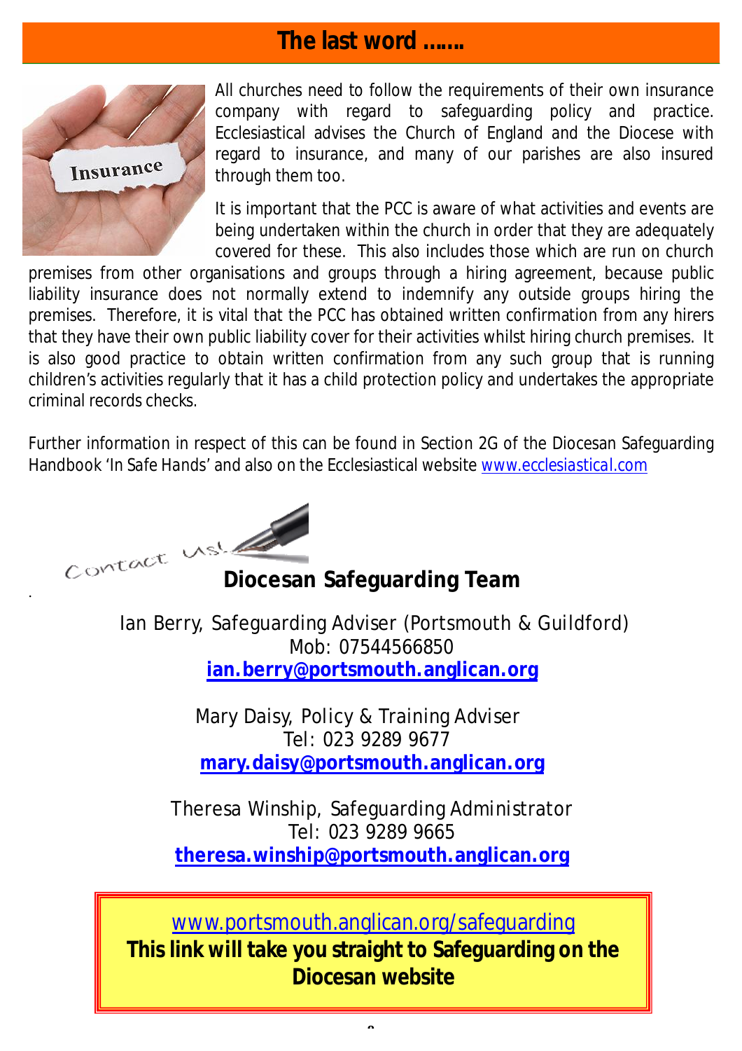## The last word …….

All churches need to follow the requirements of their own insurance company with regard to safeguarding policy and practice. Ecclesiastical advises the Church of England and the Diocese with regard to insurance, and many of our parishes are also insured through them too.

It is important that the PCC is aware of what activities and events are being undertaken within the church in order that they are adequately covered for these. This also includes those which are run on church premises from other organisations and groups through a hiring agreement, because public liability insurance does not normally extend to indemnify any outside groups hiring the premises. Therefore, it is vital that the PCC has obtained written confirmation from any hirers that they have their own public liability cover for their activities whilst hiring church premises. It is also good practice to obtain written confirmation from any such group that is running children's activities regularly that it has a child protection policy and undertakes the appropriate criminal records checks.

Further information in respect of this can be found in Section 2G of the Diocesan Safeguarding Handbook 'In Safe Hands' and also on the Ecclesiastical website www.ecclesiastical.com

Contact Us!

### Diocesan Safeguarding Team

Ian Berry, Safeguarding Adviser (Portsmouth & Guildford)
Mob: 07544566850
**ian.berry@portsmouth.anglican.org**

Mary Daisy, Policy & Training Adviser
Tel: 023 9289 9677
**mary.daisy@portsmouth.anglican.org**

Theresa Winship, Safeguarding Administrator
Tel: 023 9289 9665
**theresa.winship@portsmouth.anglican.org**

www.portsmouth.anglican.org/safeguarding
**This link will take you straight to Safeguarding on the Diocesan website**